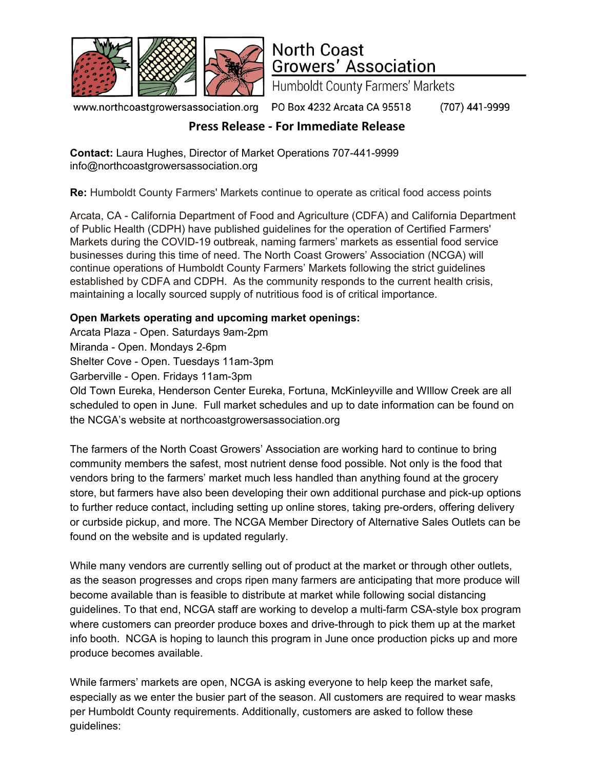# North Coast Growers' Association

Humboldt County Farmers' Markets

www.northcoastgrowersassociation.org PO Box 4232 Arcata CA 95518 (707) 441-9999

## Press Release - For Immediate Release

**Contact:** Laura Hughes, Director of Market Operations 707-441-9999
info@northcoastgrowersassociation.org

**Re:** Humboldt County Farmers' Markets continue to operate as critical food access points

Arcata, CA - California Department of Food and Agriculture (CDFA) and California Department of Public Health (CDPH) have published guidelines for the operation of Certified Farmers' Markets during the COVID-19 outbreak, naming farmers' markets as essential food service businesses during this time of need. The North Coast Growers' Association (NCGA) will continue operations of Humboldt County Farmers' Markets following the strict guidelines established by CDFA and CDPH. As the community responds to the current health crisis, maintaining a locally sourced supply of nutritious food is of critical importance.

**Open Markets operating and upcoming market openings:**

Arcata Plaza - Open. Saturdays 9am-2pm
Miranda - Open. Mondays 2-6pm
Shelter Cove - Open. Tuesdays 11am-3pm
Garberville - Open. Fridays 11am-3pm
Old Town Eureka, Henderson Center Eureka, Fortuna, McKinleyville and WIllow Creek are all scheduled to open in June. Full market schedules and up to date information can be found on the NCGA's website at northcoastgrowersassociation.org

The farmers of the North Coast Growers' Association are working hard to continue to bring community members the safest, most nutrient dense food possible. Not only is the food that vendors bring to the farmers' market much less handled than anything found at the grocery store, but farmers have also been developing their own additional purchase and pick-up options to further reduce contact, including setting up online stores, taking pre-orders, offering delivery or curbside pickup, and more. The NCGA Member Directory of Alternative Sales Outlets can be found on the website and is updated regularly.

While many vendors are currently selling out of product at the market or through other outlets, as the season progresses and crops ripen many farmers are anticipating that more produce will become available than is feasible to distribute at market while following social distancing guidelines. To that end, NCGA staff are working to develop a multi-farm CSA-style box program where customers can preorder produce boxes and drive-through to pick them up at the market info booth. NCGA is hoping to launch this program in June once production picks up and more produce becomes available.

While farmers' markets are open, NCGA is asking everyone to help keep the market safe, especially as we enter the busier part of the season. All customers are required to wear masks per Humboldt County requirements. Additionally, customers are asked to follow these guidelines: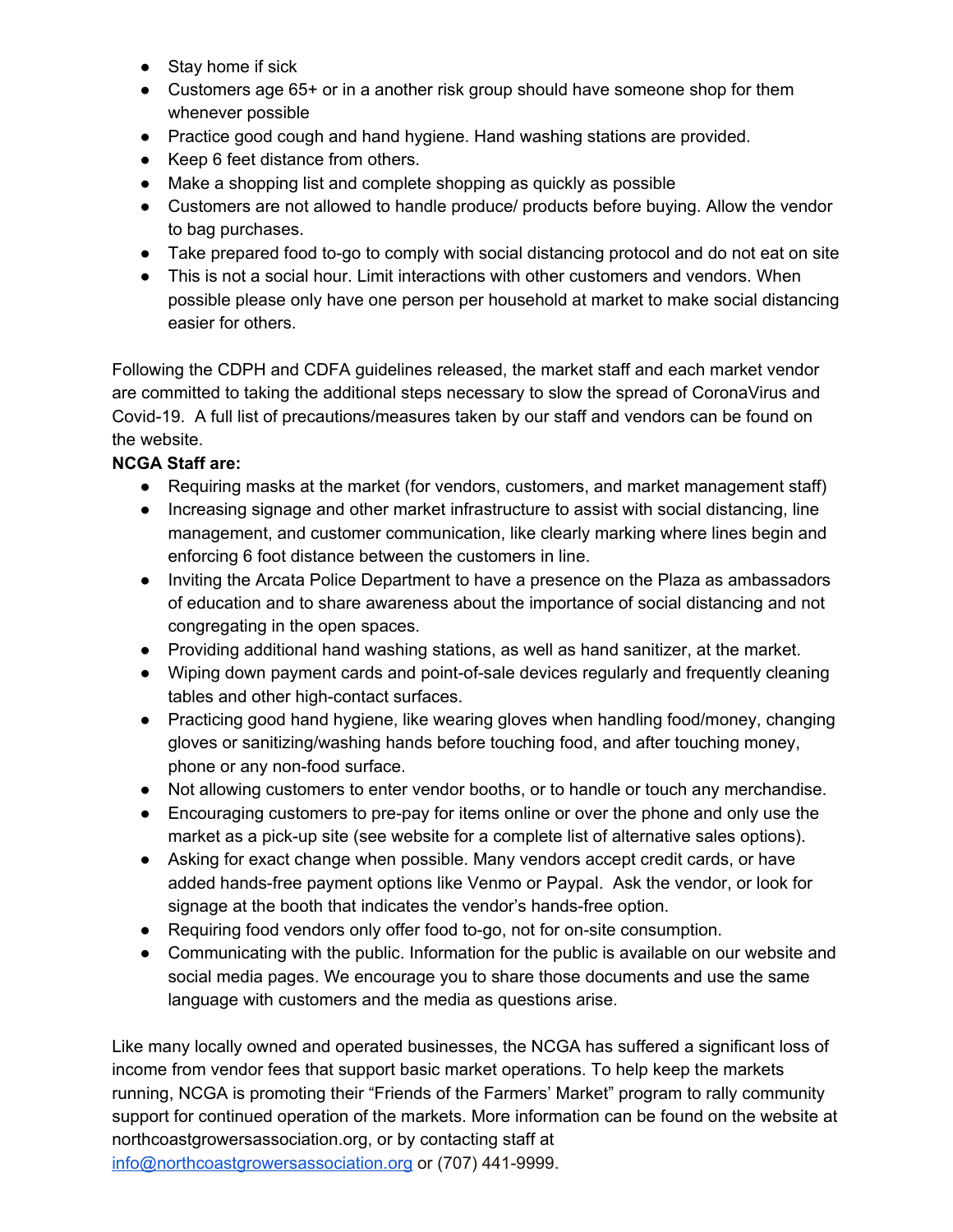- Stay home if sick
- Customers age 65+ or in a another risk group should have someone shop for them whenever possible
- Practice good cough and hand hygiene. Hand washing stations are provided.
- Keep 6 feet distance from others.
- Make a shopping list and complete shopping as quickly as possible
- Customers are not allowed to handle produce/ products before buying. Allow the vendor to bag purchases.
- Take prepared food to-go to comply with social distancing protocol and do not eat on site
- This is not a social hour. Limit interactions with other customers and vendors. When possible please only have one person per household at market to make social distancing easier for others.

Following the CDPH and CDFA guidelines released, the market staff and each market vendor are committed to taking the additional steps necessary to slow the spread of CoronaVirus and Covid-19. A full list of precautions/measures taken by our staff and vendors can be found on the website.

**NCGA Staff are:**

- Requiring masks at the market (for vendors, customers, and market management staff)
- Increasing signage and other market infrastructure to assist with social distancing, line management, and customer communication, like clearly marking where lines begin and enforcing 6 foot distance between the customers in line.
- Inviting the Arcata Police Department to have a presence on the Plaza as ambassadors of education and to share awareness about the importance of social distancing and not congregating in the open spaces.
- Providing additional hand washing stations, as well as hand sanitizer, at the market.
- Wiping down payment cards and point-of-sale devices regularly and frequently cleaning tables and other high-contact surfaces.
- Practicing good hand hygiene, like wearing gloves when handling food/money, changing gloves or sanitizing/washing hands before touching food, and after touching money, phone or any non-food surface.
- Not allowing customers to enter vendor booths, or to handle or touch any merchandise.
- Encouraging customers to pre-pay for items online or over the phone and only use the market as a pick-up site (see website for a complete list of alternative sales options).
- Asking for exact change when possible. Many vendors accept credit cards, or have added hands-free payment options like Venmo or Paypal. Ask the vendor, or look for signage at the booth that indicates the vendor's hands-free option.
- Requiring food vendors only offer food to-go, not for on-site consumption.
- Communicating with the public. Information for the public is available on our website and social media pages. We encourage you to share those documents and use the same language with customers and the media as questions arise.

Like many locally owned and operated businesses, the NCGA has suffered a significant loss of income from vendor fees that support basic market operations. To help keep the markets running, NCGA is promoting their "Friends of the Farmers' Market" program to rally community support for continued operation of the markets. More information can be found on the website at northcoastgrowersassociation.org, or by contacting staff at info@northcoastgrowersassociation.org or (707) 441-9999.